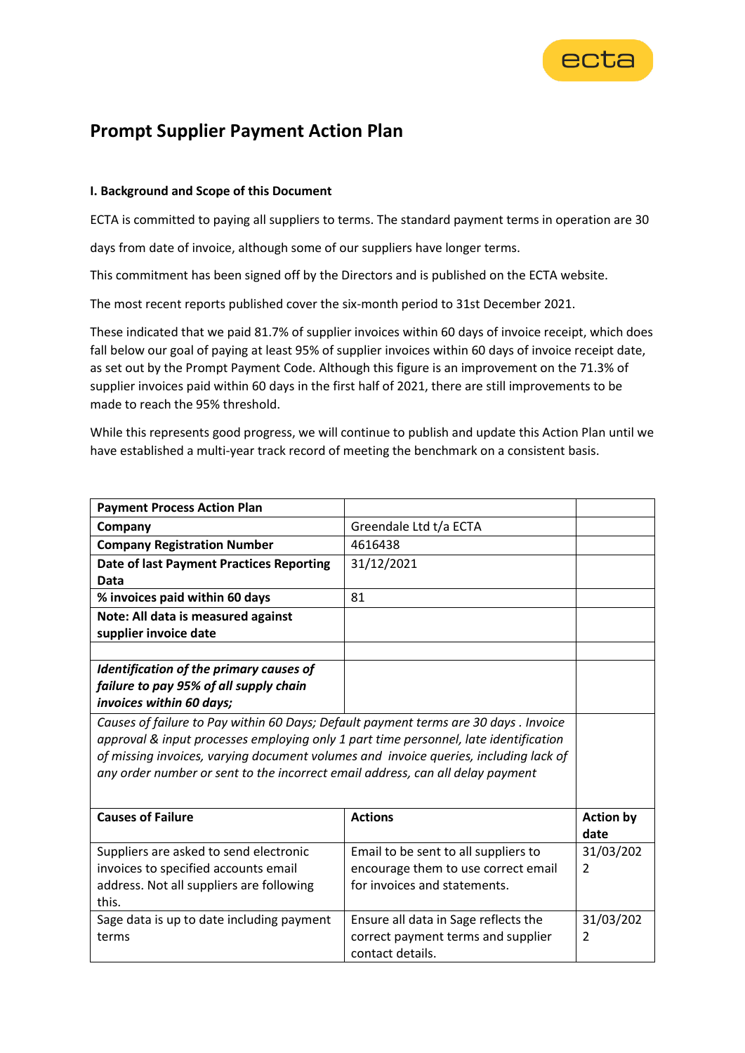ecta

# Prompt Supplier Payment Action Plan

### I. Background and Scope of this Document

ECTA is committed to paying all suppliers to terms. The standard payment terms in operation are 30 days from date of invoice, although some of our suppliers have longer terms.

This commitment has been signed off by the Directors and is published on the ECTA website.

The most recent reports published cover the six-month period to 31st December 2021.

These indicated that we paid 81.7% of supplier invoices within 60 days of invoice receipt, which does fall below our goal of paying at least 95% of supplier invoices within 60 days of invoice receipt date, as set out by the Prompt Payment Code. Although this figure is an improvement on the 71.3% of supplier invoices paid within 60 days in the first half of 2021, there are still improvements to be made to reach the 95% threshold.

While this represents good progress, we will continue to publish and update this Action Plan until we have established a multi-year track record of meeting the benchmark on a consistent basis.

| **Payment Process Action Plan** | | |
|---|---|---|
| **Company** | Greendale Ltd t/a ECTA | |
| **Company Registration Number** | 4616438 | |
| **Date of last Payment Practices Reporting Data** | 31/12/2021 | |
| **% invoices paid within 60 days** | 81 | |
| **Note: All data is measured against supplier invoice date** | | |
| | | |
| ***Identification of the primary causes of failure to pay 95% of all supply chain invoices within 60 days;*** | | |
| *Causes of failure to Pay within 60 Days; Default payment terms are 30 days . Invoice approval & input processes employing only 1 part time personnel, late identification of missing invoices, varying document volumes and invoice queries, including lack of any order number or sent to the incorrect email address, can all delay payment* | | |
| **Causes of Failure** | **Actions** | **Action by date** |
| Suppliers are asked to send electronic invoices to specified accounts email address. Not all suppliers are following this. | Email to be sent to all suppliers to encourage them to use correct email for invoices and statements. | 31/03/2022 |
| Sage data is up to date including payment terms | Ensure all data in Sage reflects the correct payment terms and supplier contact details. | 31/03/2022 |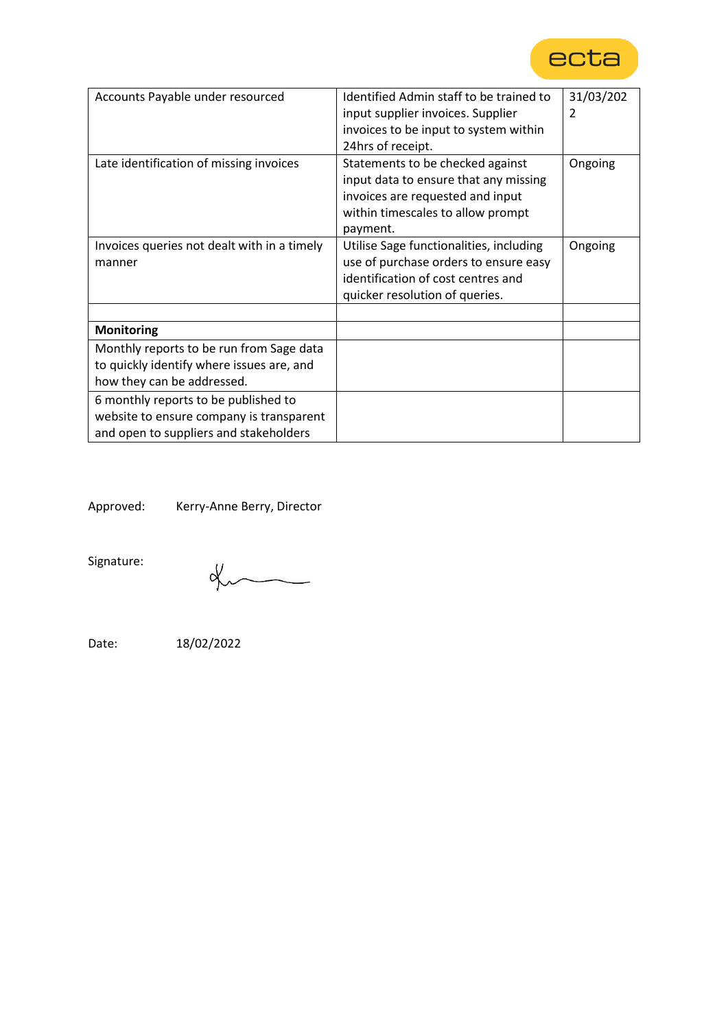| | | |
|---|---|---|
| Accounts Payable under resourced | Identified Admin staff to be trained to input supplier invoices. Supplier invoices to be input to system within 24hrs of receipt. | 31/03/2022 |
| Late identification of missing invoices | Statements to be checked against input data to ensure that any missing invoices are requested and input within timescales to allow prompt payment. | Ongoing |
| Invoices queries not dealt with in a timely manner | Utilise Sage functionalities, including use of purchase orders to ensure easy identification of cost centres and quicker resolution of queries. | Ongoing |
| | | |
| **Monitoring** | | |
| Monthly reports to be run from Sage data to quickly identify where issues are, and how they can be addressed. | | |
| 6 monthly reports to be published to website to ensure company is transparent and open to suppliers and stakeholders | | |

Approved: Kerry-Anne Berry, Director

Signature:

Date: 18/02/2022